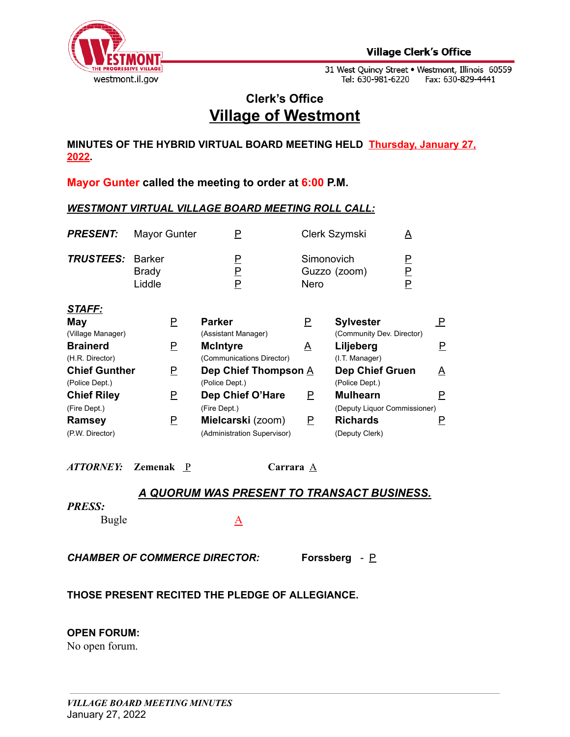Village Clerk's Office

31 West Quincy Street • Westmont, Illinois 60559
Tel: 630-981-6220 Fax: 630-829-4441

## Clerk's Office

## Village of Westmont

**MINUTES OF THE HYBRID VIRTUAL BOARD MEETING HELD Thursday, January 27, 2022.**

**Mayor Gunter called the meeting to order at 6:00 P.M.**

***WESTMONT VIRTUAL VILLAGE BOARD MEETING ROLL CALL:***

| | | | | |
|---|---|---|---|---|
| ***PRESENT:*** | Mayor Gunter | P | Clerk Szymski | A |
| ***TRUSTEES:*** | Barker | P | Simonovich | P |
| | Brady | P | Guzzo (zoom) | P |
| | Liddle | P | Nero | P |

***STAFF:***

| | | | | | |
|---|---|---|---|---|---|
| **May** (Village Manager) | P | **Parker** (Assistant Manager) | P | **Sylvester** (Community Dev. Director) | P |
| **Brainerd** (H.R. Director) | P | **McIntyre** (Communications Director) | A | **Liljeberg** (I.T. Manager) | P |
| **Chief Gunther** (Police Dept.) | P | **Dep Chief Thompson** (Police Dept.) | A | **Dep Chief Gruen** (Police Dept.) | A |
| **Chief Riley** (Fire Dept.) | P | **Dep Chief O'Hare** (Fire Dept.) | P | **Mulhearn** (Deputy Liquor Commissioner) | P |
| **Ramsey** (P.W. Director) | P | **Mielcarski** (zoom) (Administration Supervisor) | P | **Richards** (Deputy Clerk) | P |

***ATTORNEY:*** **Zemenak** P **Carrara** A

***A QUORUM WAS PRESENT TO TRANSACT BUSINESS.***

***PRESS:***

Bugle A

***CHAMBER OF COMMERCE DIRECTOR:*** **Forssberg** - P

**THOSE PRESENT RECITED THE PLEDGE OF ALLEGIANCE.**

**OPEN FORUM:**

No open forum.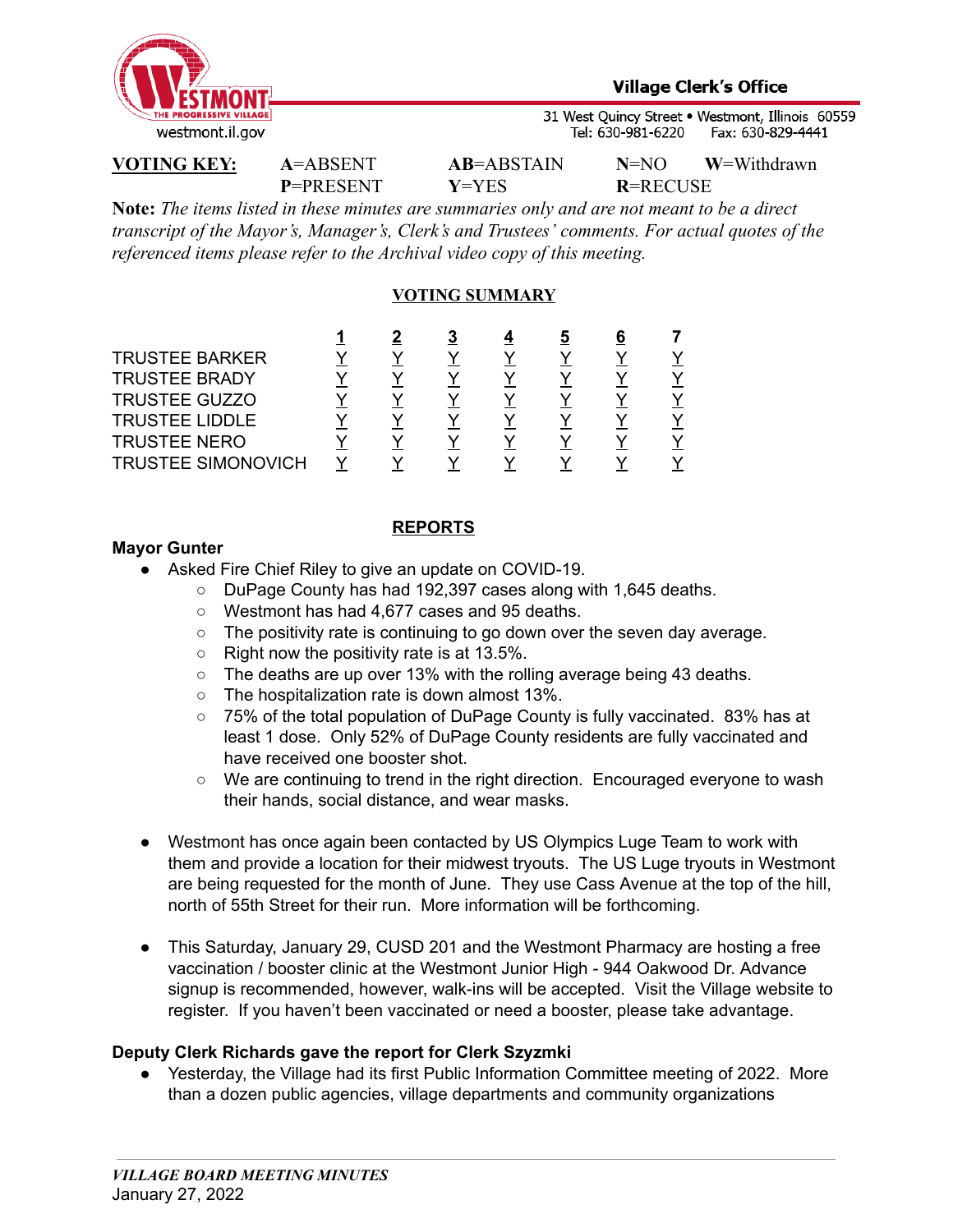**VOTING KEY:** **A**=ABSENT **AB**=ABSTAIN **N**=NO **W**=Withdrawn
**P**=PRESENT **Y**=YES **R**=RECUSE

**Note:** *The items listed in these minutes are summaries only and are not meant to be a direct transcript of the Mayor's, Manager's, Clerk's and Trustees' comments. For actual quotes of the referenced items please refer to the Archival video copy of this meeting.*

## VOTING SUMMARY

| | 1 | 2 | 3 | 4 | 5 | 6 | 7 |
|---|---|---|---|---|---|---|---|
| TRUSTEE BARKER | Y | Y | Y | Y | Y | Y | Y |
| TRUSTEE BRADY | Y | Y | Y | Y | Y | Y | Y |
| TRUSTEE GUZZO | Y | Y | Y | Y | Y | Y | Y |
| TRUSTEE LIDDLE | Y | Y | Y | Y | Y | Y | Y |
| TRUSTEE NERO | Y | Y | Y | Y | Y | Y | Y |
| TRUSTEE SIMONOVICH | Y | Y | Y | Y | Y | Y | Y |

## REPORTS

**Mayor Gunter**

- Asked Fire Chief Riley to give an update on COVID-19.
  - DuPage County has had 192,397 cases along with 1,645 deaths.
  - Westmont has had 4,677 cases and 95 deaths.
  - The positivity rate is continuing to go down over the seven day average.
  - Right now the positivity rate is at 13.5%.
  - The deaths are up over 13% with the rolling average being 43 deaths.
  - The hospitalization rate is down almost 13%.
  - 75% of the total population of DuPage County is fully vaccinated. 83% has at least 1 dose. Only 52% of DuPage County residents are fully vaccinated and have received one booster shot.
  - We are continuing to trend in the right direction. Encouraged everyone to wash their hands, social distance, and wear masks.

- Westmont has once again been contacted by US Olympics Luge Team to work with them and provide a location for their midwest tryouts. The US Luge tryouts in Westmont are being requested for the month of June. They use Cass Avenue at the top of the hill, north of 55th Street for their run. More information will be forthcoming.

- This Saturday, January 29, CUSD 201 and the Westmont Pharmacy are hosting a free vaccination / booster clinic at the Westmont Junior High - 944 Oakwood Dr. Advance signup is recommended, however, walk-ins will be accepted. Visit the Village website to register. If you haven't been vaccinated or need a booster, please take advantage.

**Deputy Clerk Richards gave the report for Clerk Szyzmki**

- Yesterday, the Village had its first Public Information Committee meeting of 2022. More than a dozen public agencies, village departments and community organizations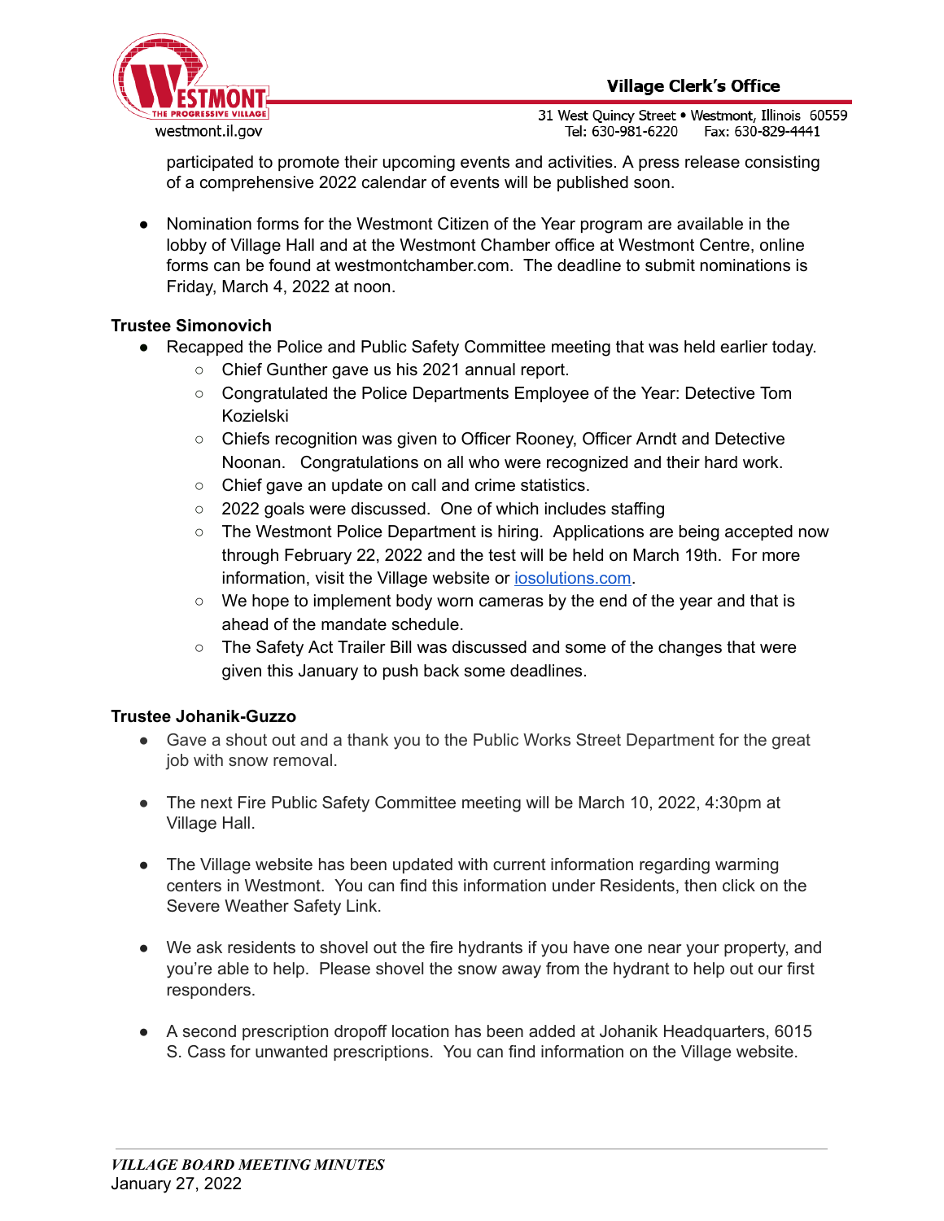participated to promote their upcoming events and activities. A press release consisting of a comprehensive 2022 calendar of events will be published soon.

- Nomination forms for the Westmont Citizen of the Year program are available in the lobby of Village Hall and at the Westmont Chamber office at Westmont Centre, online forms can be found at westmontchamber.com. The deadline to submit nominations is Friday, March 4, 2022 at noon.

**Trustee Simonovich**

- Recapped the Police and Public Safety Committee meeting that was held earlier today.
    - Chief Gunther gave us his 2021 annual report.
    - Congratulated the Police Departments Employee of the Year: Detective Tom Kozielski
    - Chiefs recognition was given to Officer Rooney, Officer Arndt and Detective Noonan. Congratulations on all who were recognized and their hard work.
    - Chief gave an update on call and crime statistics.
    - 2022 goals were discussed. One of which includes staffing
    - The Westmont Police Department is hiring. Applications are being accepted now through February 22, 2022 and the test will be held on March 19th. For more information, visit the Village website or iosolutions.com.
    - We hope to implement body worn cameras by the end of the year and that is ahead of the mandate schedule.
    - The Safety Act Trailer Bill was discussed and some of the changes that were given this January to push back some deadlines.

**Trustee Johanik-Guzzo**

- Gave a shout out and a thank you to the Public Works Street Department for the great job with snow removal.

- The next Fire Public Safety Committee meeting will be March 10, 2022, 4:30pm at Village Hall.

- The Village website has been updated with current information regarding warming centers in Westmont. You can find this information under Residents, then click on the Severe Weather Safety Link.

- We ask residents to shovel out the fire hydrants if you have one near your property, and you're able to help. Please shovel the snow away from the hydrant to help out our first responders.

- A second prescription dropoff location has been added at Johanik Headquarters, 6015 S. Cass for unwanted prescriptions. You can find information on the Village website.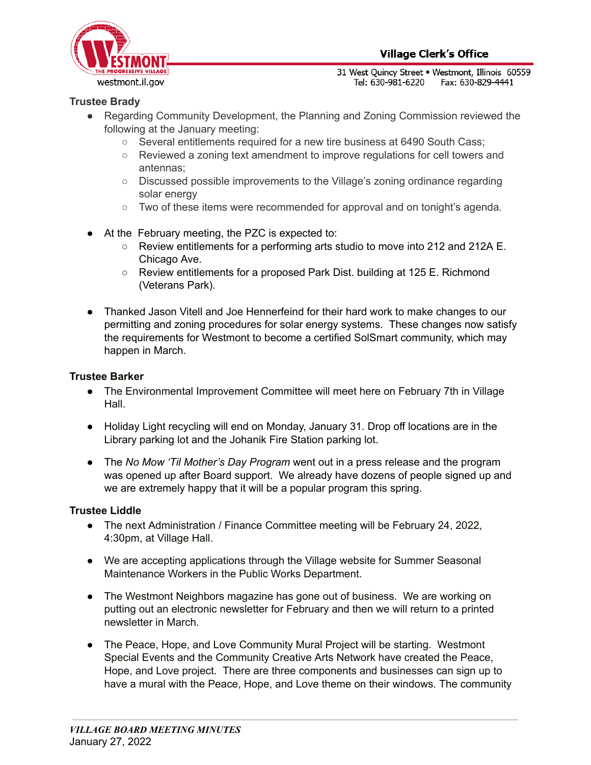**Trustee Brady**

- Regarding Community Development, the Planning and Zoning Commission reviewed the following at the January meeting:
  - Several entitlements required for a new tire business at 6490 South Cass;
  - Reviewed a zoning text amendment to improve regulations for cell towers and antennas;
  - Discussed possible improvements to the Village's zoning ordinance regarding solar energy
  - Two of these items were recommended for approval and on tonight's agenda.
- At the February meeting, the PZC is expected to:
  - Review entitlements for a performing arts studio to move into 212 and 212A E. Chicago Ave.
  - Review entitlements for a proposed Park Dist. building at 125 E. Richmond (Veterans Park).
- Thanked Jason Vitell and Joe Hennerfeind for their hard work to make changes to our permitting and zoning procedures for solar energy systems. These changes now satisfy the requirements for Westmont to become a certified SolSmart community, which may happen in March.

**Trustee Barker**

- The Environmental Improvement Committee will meet here on February 7th in Village Hall.
- Holiday Light recycling will end on Monday, January 31. Drop off locations are in the Library parking lot and the Johanik Fire Station parking lot.
- The *No Mow 'Til Mother's Day Program* went out in a press release and the program was opened up after Board support. We already have dozens of people signed up and we are extremely happy that it will be a popular program this spring.

**Trustee Liddle**

- The next Administration / Finance Committee meeting will be February 24, 2022, 4:30pm, at Village Hall.
- We are accepting applications through the Village website for Summer Seasonal Maintenance Workers in the Public Works Department.
- The Westmont Neighbors magazine has gone out of business. We are working on putting out an electronic newsletter for February and then we will return to a printed newsletter in March.
- The Peace, Hope, and Love Community Mural Project will be starting. Westmont Special Events and the Community Creative Arts Network have created the Peace, Hope, and Love project. There are three components and businesses can sign up to have a mural with the Peace, Hope, and Love theme on their windows. The community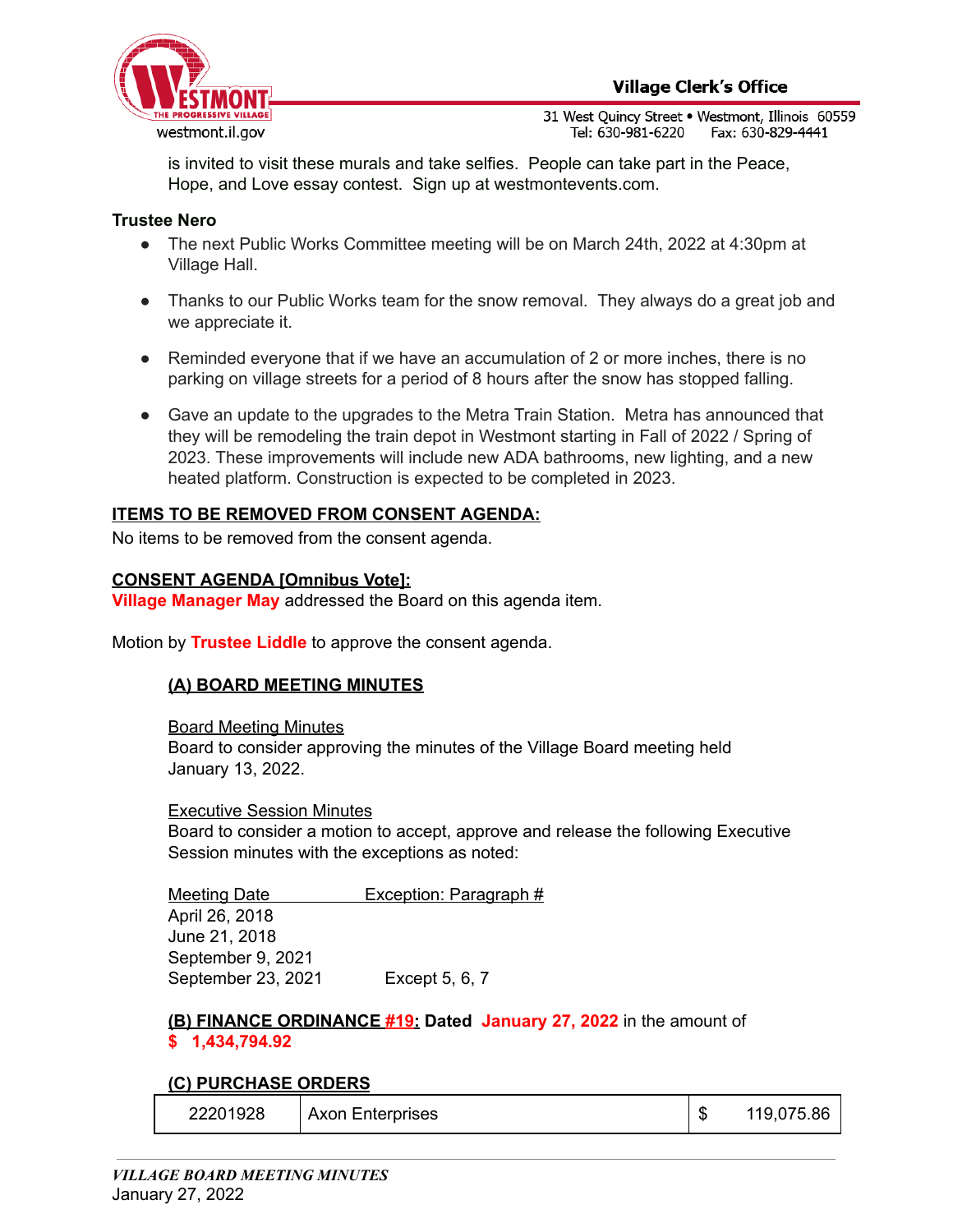is invited to visit these murals and take selfies. People can take part in the Peace, Hope, and Love essay contest. Sign up at westmontevents.com.

**Trustee Nero**

- The next Public Works Committee meeting will be on March 24th, 2022 at 4:30pm at Village Hall.
- Thanks to our Public Works team for the snow removal. They always do a great job and we appreciate it.
- Reminded everyone that if we have an accumulation of 2 or more inches, there is no parking on village streets for a period of 8 hours after the snow has stopped falling.
- Gave an update to the upgrades to the Metra Train Station. Metra has announced that they will be remodeling the train depot in Westmont starting in Fall of 2022 / Spring of 2023. These improvements will include new ADA bathrooms, new lighting, and a new heated platform. Construction is expected to be completed in 2023.

**ITEMS TO BE REMOVED FROM CONSENT AGENDA:**

No items to be removed from the consent agenda.

**CONSENT AGENDA [Omnibus Vote]:**

**Village Manager May** addressed the Board on this agenda item.

Motion by **Trustee Liddle** to approve the consent agenda.

**(A) BOARD MEETING MINUTES**

Board Meeting Minutes

Board to consider approving the minutes of the Village Board meeting held January 13, 2022.

Executive Session Minutes

Board to consider a motion to accept, approve and release the following Executive Session minutes with the exceptions as noted:

| Meeting Date | Exception: Paragraph # |
|---|---|
| April 26, 2018 | |
| June 21, 2018 | |
| September 9, 2021 | |
| September 23, 2021 | Except 5, 6, 7 |

**(B) FINANCE ORDINANCE #19: Dated January 27, 2022** in the amount of **$ 1,434,794.92**

**(C) PURCHASE ORDERS**

| | | | |
|---|---|---|---|
| 22201928 | Axon Enterprises | $ | 119,075.86 |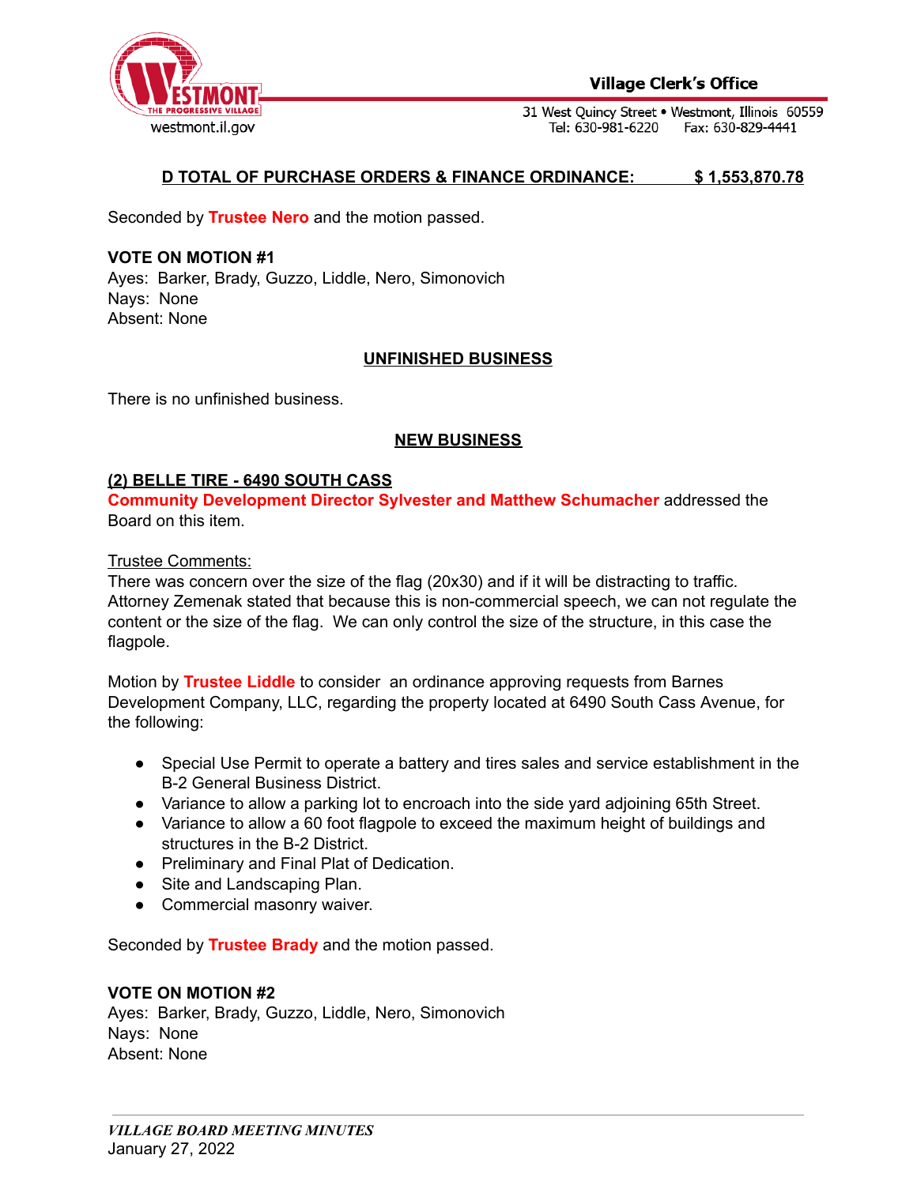**D TOTAL OF PURCHASE ORDERS & FINANCE ORDINANCE: $ 1,553,870.78**

Seconded by **Trustee Nero** and the motion passed.

**VOTE ON MOTION #1**
Ayes: Barker, Brady, Guzzo, Liddle, Nero, Simonovich
Nays: None
Absent: None

## UNFINISHED BUSINESS

There is no unfinished business.

## NEW BUSINESS

### (2) BELLE TIRE - 6490 SOUTH CASS

**Community Development Director Sylvester and Matthew Schumacher** addressed the Board on this item.

Trustee Comments:
There was concern over the size of the flag (20x30) and if it will be distracting to traffic. Attorney Zemenak stated that because this is non-commercial speech, we can not regulate the content or the size of the flag. We can only control the size of the structure, in this case the flagpole.

Motion by **Trustee Liddle** to consider an ordinance approving requests from Barnes Development Company, LLC, regarding the property located at 6490 South Cass Avenue, for the following:

- Special Use Permit to operate a battery and tires sales and service establishment in the B-2 General Business District.
- Variance to allow a parking lot to encroach into the side yard adjoining 65th Street.
- Variance to allow a 60 foot flagpole to exceed the maximum height of buildings and structures in the B-2 District.
- Preliminary and Final Plat of Dedication.
- Site and Landscaping Plan.
- Commercial masonry waiver.

Seconded by **Trustee Brady** and the motion passed.

**VOTE ON MOTION #2**
Ayes: Barker, Brady, Guzzo, Liddle, Nero, Simonovich
Nays: None
Absent: None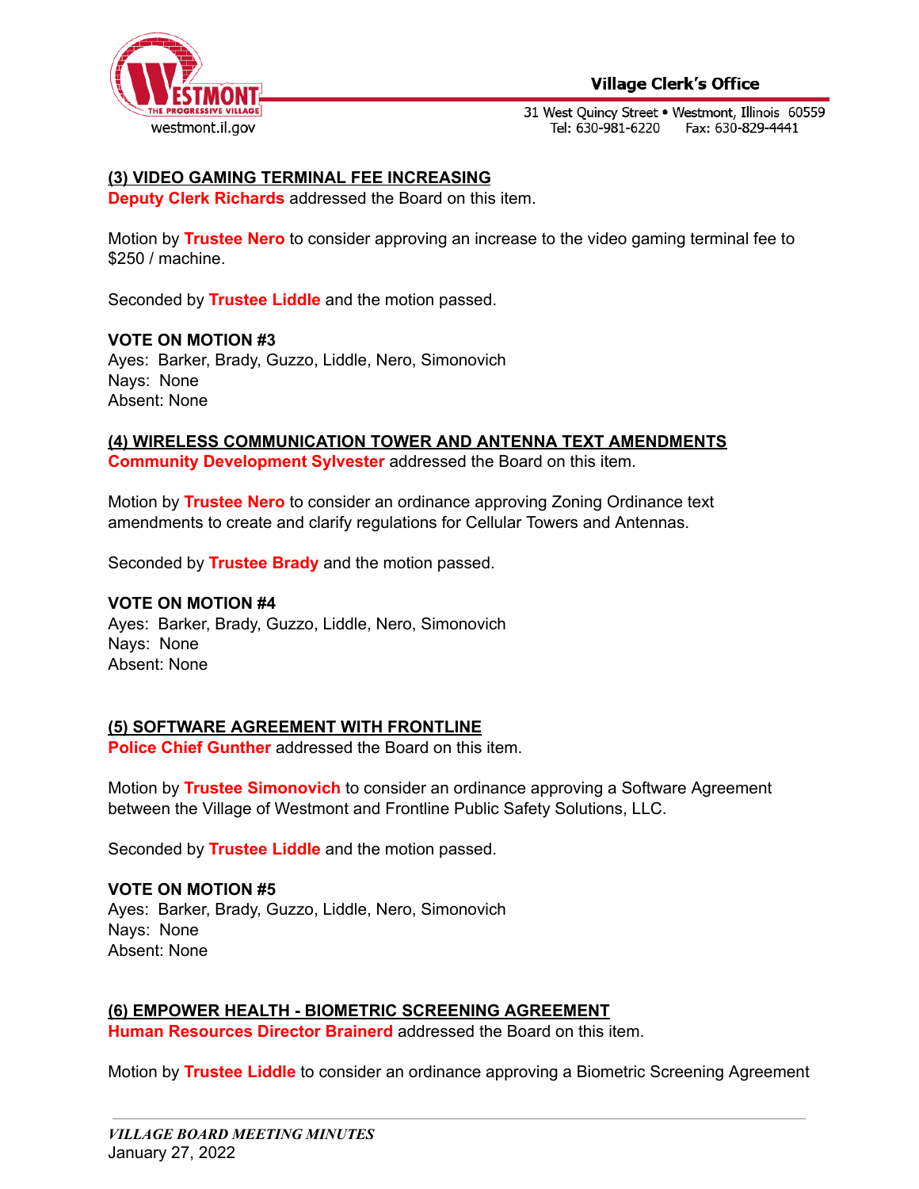**(3) VIDEO GAMING TERMINAL FEE INCREASING**

**Deputy Clerk Richards** addressed the Board on this item.

Motion by **Trustee Nero** to consider approving an increase to the video gaming terminal fee to $250 / machine.

Seconded by **Trustee Liddle** and the motion passed.

**VOTE ON MOTION #3**
Ayes: Barker, Brady, Guzzo, Liddle, Nero, Simonovich
Nays: None
Absent: None

**(4) WIRELESS COMMUNICATION TOWER AND ANTENNA TEXT AMENDMENTS**

**Community Development Sylvester** addressed the Board on this item.

Motion by **Trustee Nero** to consider an ordinance approving Zoning Ordinance text amendments to create and clarify regulations for Cellular Towers and Antennas.

Seconded by **Trustee Brady** and the motion passed.

**VOTE ON MOTION #4**
Ayes: Barker, Brady, Guzzo, Liddle, Nero, Simonovich
Nays: None
Absent: None

**(5) SOFTWARE AGREEMENT WITH FRONTLINE**

**Police Chief Gunther** addressed the Board on this item.

Motion by **Trustee Simonovich** to consider an ordinance approving a Software Agreement between the Village of Westmont and Frontline Public Safety Solutions, LLC.

Seconded by **Trustee Liddle** and the motion passed.

**VOTE ON MOTION #5**
Ayes: Barker, Brady, Guzzo, Liddle, Nero, Simonovich
Nays: None
Absent: None

**(6) EMPOWER HEALTH - BIOMETRIC SCREENING AGREEMENT**

**Human Resources Director Brainerd** addressed the Board on this item.

Motion by **Trustee Liddle** to consider an ordinance approving a Biometric Screening Agreement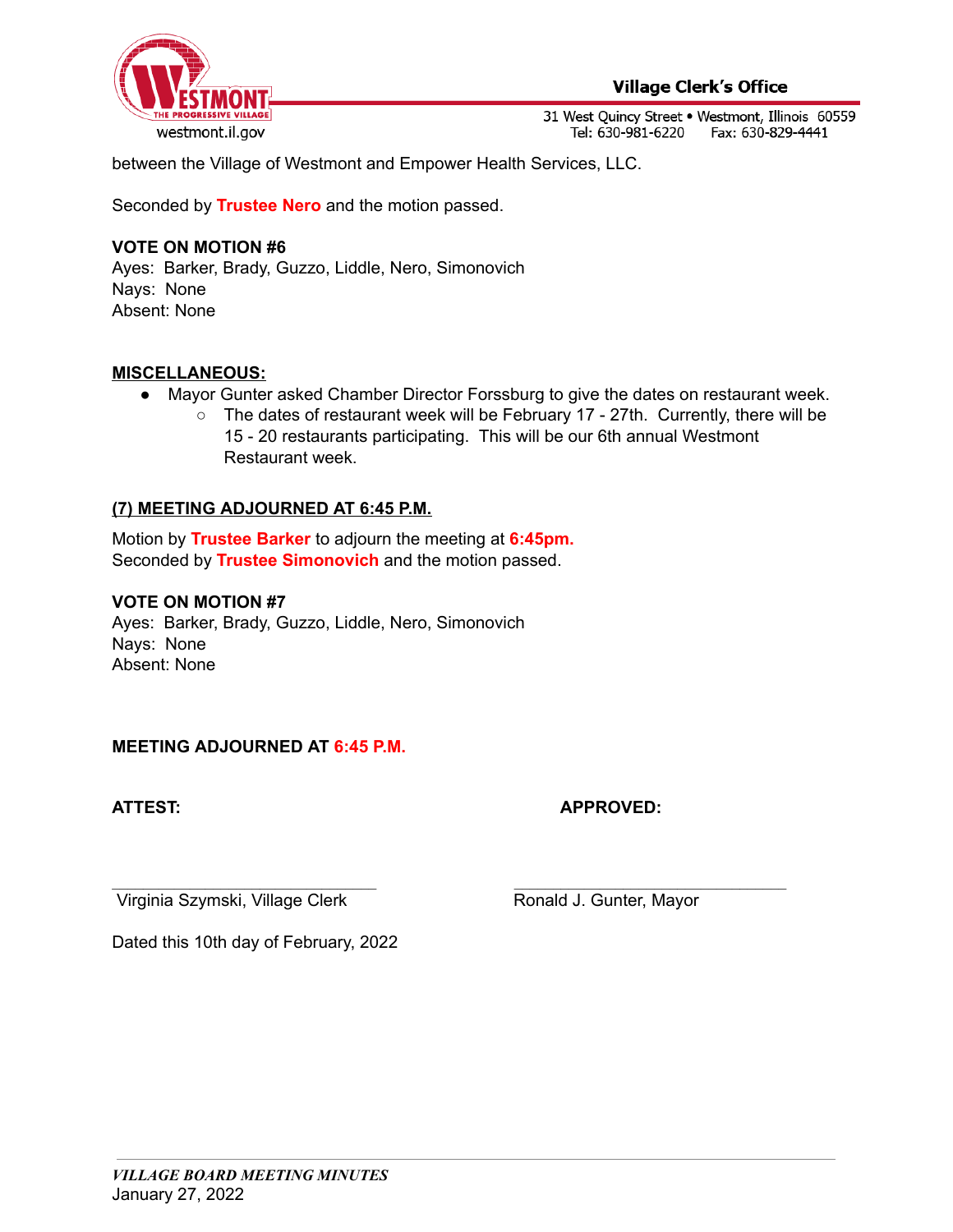between the Village of Westmont and Empower Health Services, LLC.

Seconded by **Trustee Nero** and the motion passed.

**VOTE ON MOTION #6**
Ayes: Barker, Brady, Guzzo, Liddle, Nero, Simonovich
Nays: None
Absent: None

**MISCELLANEOUS:**

- Mayor Gunter asked Chamber Director Forssburg to give the dates on restaurant week.
  - The dates of restaurant week will be February 17 - 27th. Currently, there will be 15 - 20 restaurants participating. This will be our 6th annual Westmont Restaurant week.

**(7) MEETING ADJOURNED AT 6:45 P.M.**

Motion by **Trustee Barker** to adjourn the meeting at **6:45pm.**
Seconded by **Trustee Simonovich** and the motion passed.

**VOTE ON MOTION #7**
Ayes: Barker, Brady, Guzzo, Liddle, Nero, Simonovich
Nays: None
Absent: None

**MEETING ADJOURNED AT 6:45 P.M.**

**ATTEST:** **APPROVED:**

\_\_\_\_\_\_\_\_\_\_\_\_\_\_\_\_\_\_\_\_\_\_\_\_\_\_\_\_\_\_ \_\_\_\_\_\_\_\_\_\_\_\_\_\_\_\_\_\_\_\_\_\_\_\_\_\_\_\_\_\_
Virginia Szymski, Village Clerk Ronald J. Gunter, Mayor

Dated this 10th day of February, 2022